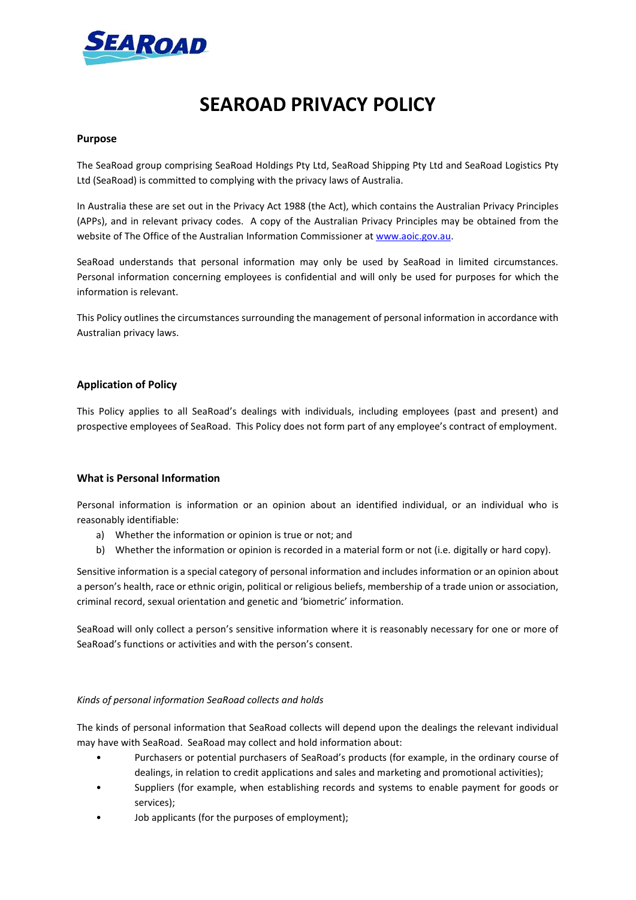# SEAROAD PRIVACY POLICY

## Purpose

The SeaRoad group comprising SeaRoad Holdings Pty Ltd, SeaRoad Shipping Pty Ltd and SeaRoad Logistics Pty Ltd (SeaRoad) is committed to complying with the privacy laws of Australia.

In Australia these are set out in the Privacy Act 1988 (the Act), which contains the Australian Privacy Principles (APPs), and in relevant privacy codes. A copy of the Australian Privacy Principles may be obtained from the website of The Office of the Australian Information Commissioner at [www.aoic.gov.au](http://www.aoic.gov.au).

SeaRoad understands that personal information may only be used by SeaRoad in limited circumstances. Personal information concerning employees is confidential and will only be used for purposes for which the information is relevant.

This Policy outlines the circumstances surrounding the management of personal information in accordance with Australian privacy laws.

## Application of Policy

This Policy applies to all SeaRoad's dealings with individuals, including employees (past and present) and prospective employees of SeaRoad. This Policy does not form part of any employee's contract of employment.

## What is Personal Information

Personal information is information or an opinion about an identified individual, or an individual who is reasonably identifiable:

a) Whether the information or opinion is true or not; and
b) Whether the information or opinion is recorded in a material form or not (i.e. digitally or hard copy).

Sensitive information is a special category of personal information and includes information or an opinion about a person's health, race or ethnic origin, political or religious beliefs, membership of a trade union or association, criminal record, sexual orientation and genetic and 'biometric' information.

SeaRoad will only collect a person's sensitive information where it is reasonably necessary for one or more of SeaRoad's functions or activities and with the person's consent.

*Kinds of personal information SeaRoad collects and holds*

The kinds of personal information that SeaRoad collects will depend upon the dealings the relevant individual may have with SeaRoad. SeaRoad may collect and hold information about:

- Purchasers or potential purchasers of SeaRoad's products (for example, in the ordinary course of dealings, in relation to credit applications and sales and marketing and promotional activities);
- Suppliers (for example, when establishing records and systems to enable payment for goods or services);
- Job applicants (for the purposes of employment);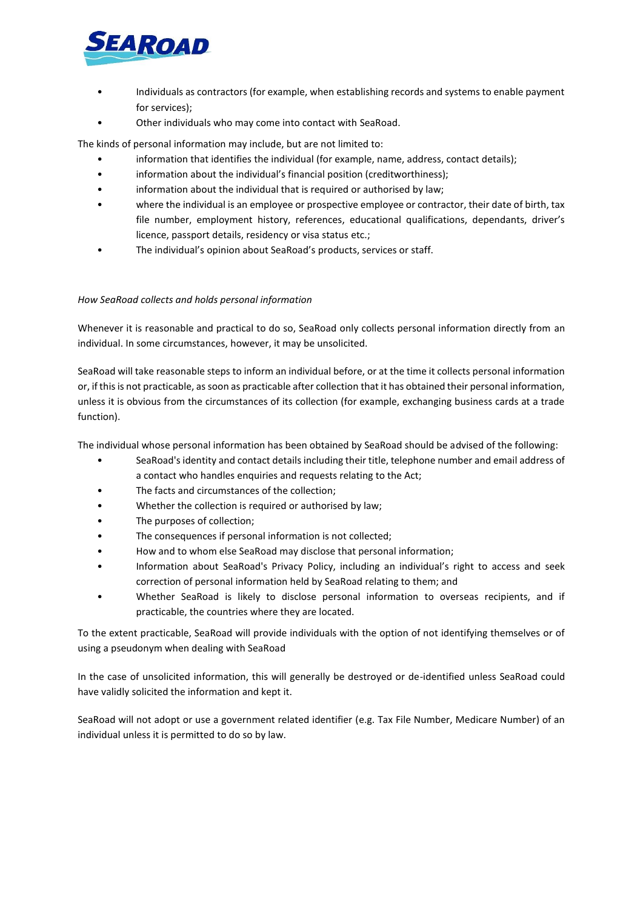- Individuals as contractors (for example, when establishing records and systems to enable payment for services);
- Other individuals who may come into contact with SeaRoad.

The kinds of personal information may include, but are not limited to:

- information that identifies the individual (for example, name, address, contact details);
- information about the individual's financial position (creditworthiness);
- information about the individual that is required or authorised by law;
- where the individual is an employee or prospective employee or contractor, their date of birth, tax file number, employment history, references, educational qualifications, dependants, driver's licence, passport details, residency or visa status etc.;
- The individual's opinion about SeaRoad's products, services or staff.

*How SeaRoad collects and holds personal information*

Whenever it is reasonable and practical to do so, SeaRoad only collects personal information directly from an individual. In some circumstances, however, it may be unsolicited.

SeaRoad will take reasonable steps to inform an individual before, or at the time it collects personal information or, if this is not practicable, as soon as practicable after collection that it has obtained their personal information, unless it is obvious from the circumstances of its collection (for example, exchanging business cards at a trade function).

The individual whose personal information has been obtained by SeaRoad should be advised of the following:

- SeaRoad's identity and contact details including their title, telephone number and email address of a contact who handles enquiries and requests relating to the Act;
- The facts and circumstances of the collection;
- Whether the collection is required or authorised by law;
- The purposes of collection;
- The consequences if personal information is not collected;
- How and to whom else SeaRoad may disclose that personal information;
- Information about SeaRoad's Privacy Policy, including an individual's right to access and seek correction of personal information held by SeaRoad relating to them; and
- Whether SeaRoad is likely to disclose personal information to overseas recipients, and if practicable, the countries where they are located.

To the extent practicable, SeaRoad will provide individuals with the option of not identifying themselves or of using a pseudonym when dealing with SeaRoad

In the case of unsolicited information, this will generally be destroyed or de-identified unless SeaRoad could have validly solicited the information and kept it.

SeaRoad will not adopt or use a government related identifier (e.g. Tax File Number, Medicare Number) of an individual unless it is permitted to do so by law.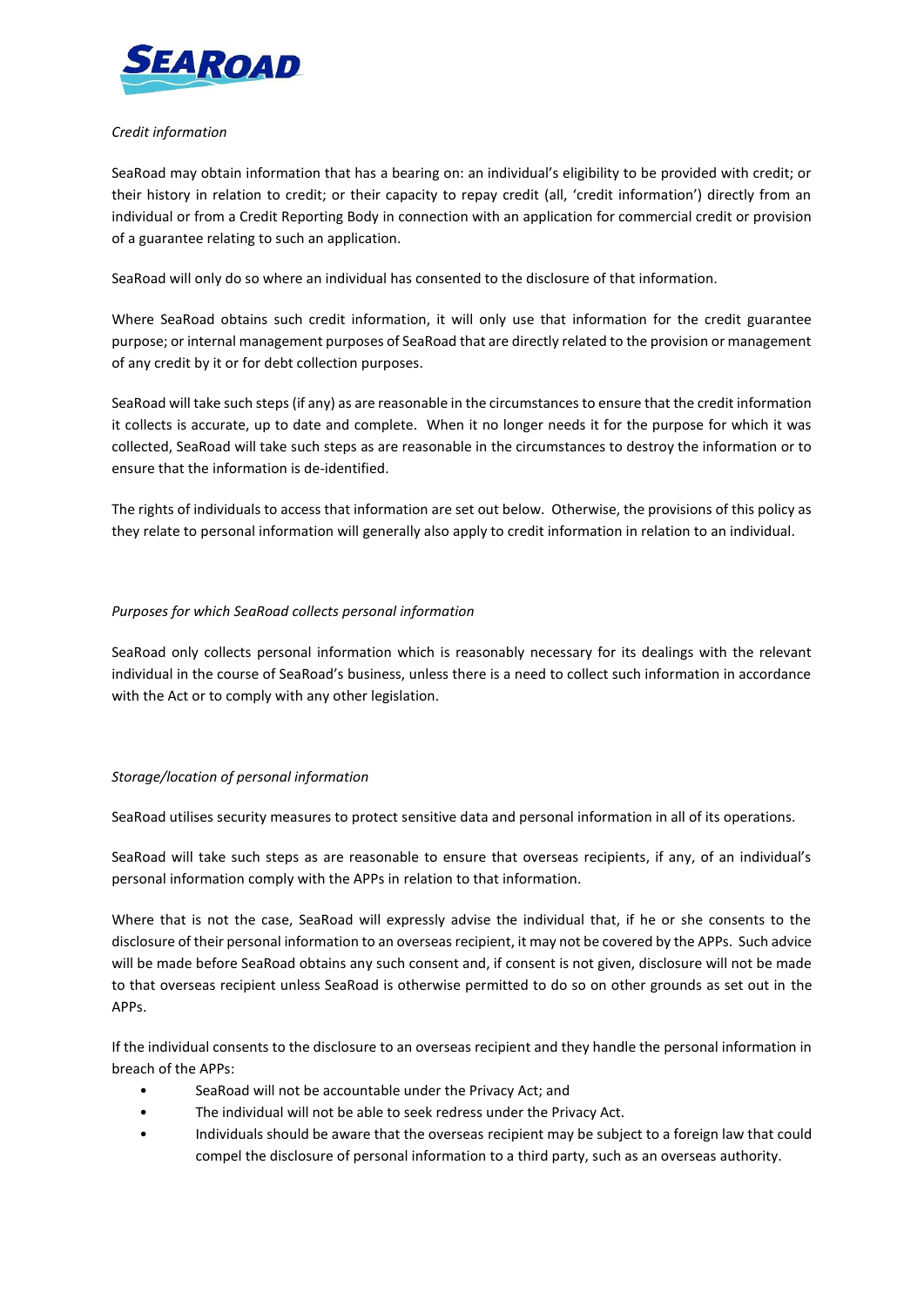*Credit information*

SeaRoad may obtain information that has a bearing on: an individual's eligibility to be provided with credit; or their history in relation to credit; or their capacity to repay credit (all, 'credit information') directly from an individual or from a Credit Reporting Body in connection with an application for commercial credit or provision of a guarantee relating to such an application.

SeaRoad will only do so where an individual has consented to the disclosure of that information.

Where SeaRoad obtains such credit information, it will only use that information for the credit guarantee purpose; or internal management purposes of SeaRoad that are directly related to the provision or management of any credit by it or for debt collection purposes.

SeaRoad will take such steps (if any) as are reasonable in the circumstances to ensure that the credit information it collects is accurate, up to date and complete. When it no longer needs it for the purpose for which it was collected, SeaRoad will take such steps as are reasonable in the circumstances to destroy the information or to ensure that the information is de-identified.

The rights of individuals to access that information are set out below. Otherwise, the provisions of this policy as they relate to personal information will generally also apply to credit information in relation to an individual.

*Purposes for which SeaRoad collects personal information*

SeaRoad only collects personal information which is reasonably necessary for its dealings with the relevant individual in the course of SeaRoad's business, unless there is a need to collect such information in accordance with the Act or to comply with any other legislation.

*Storage/location of personal information*

SeaRoad utilises security measures to protect sensitive data and personal information in all of its operations.

SeaRoad will take such steps as are reasonable to ensure that overseas recipients, if any, of an individual's personal information comply with the APPs in relation to that information.

Where that is not the case, SeaRoad will expressly advise the individual that, if he or she consents to the disclosure of their personal information to an overseas recipient, it may not be covered by the APPs. Such advice will be made before SeaRoad obtains any such consent and, if consent is not given, disclosure will not be made to that overseas recipient unless SeaRoad is otherwise permitted to do so on other grounds as set out in the APPs.

If the individual consents to the disclosure to an overseas recipient and they handle the personal information in breach of the APPs:

- SeaRoad will not be accountable under the Privacy Act; and
- The individual will not be able to seek redress under the Privacy Act.
- Individuals should be aware that the overseas recipient may be subject to a foreign law that could compel the disclosure of personal information to a third party, such as an overseas authority.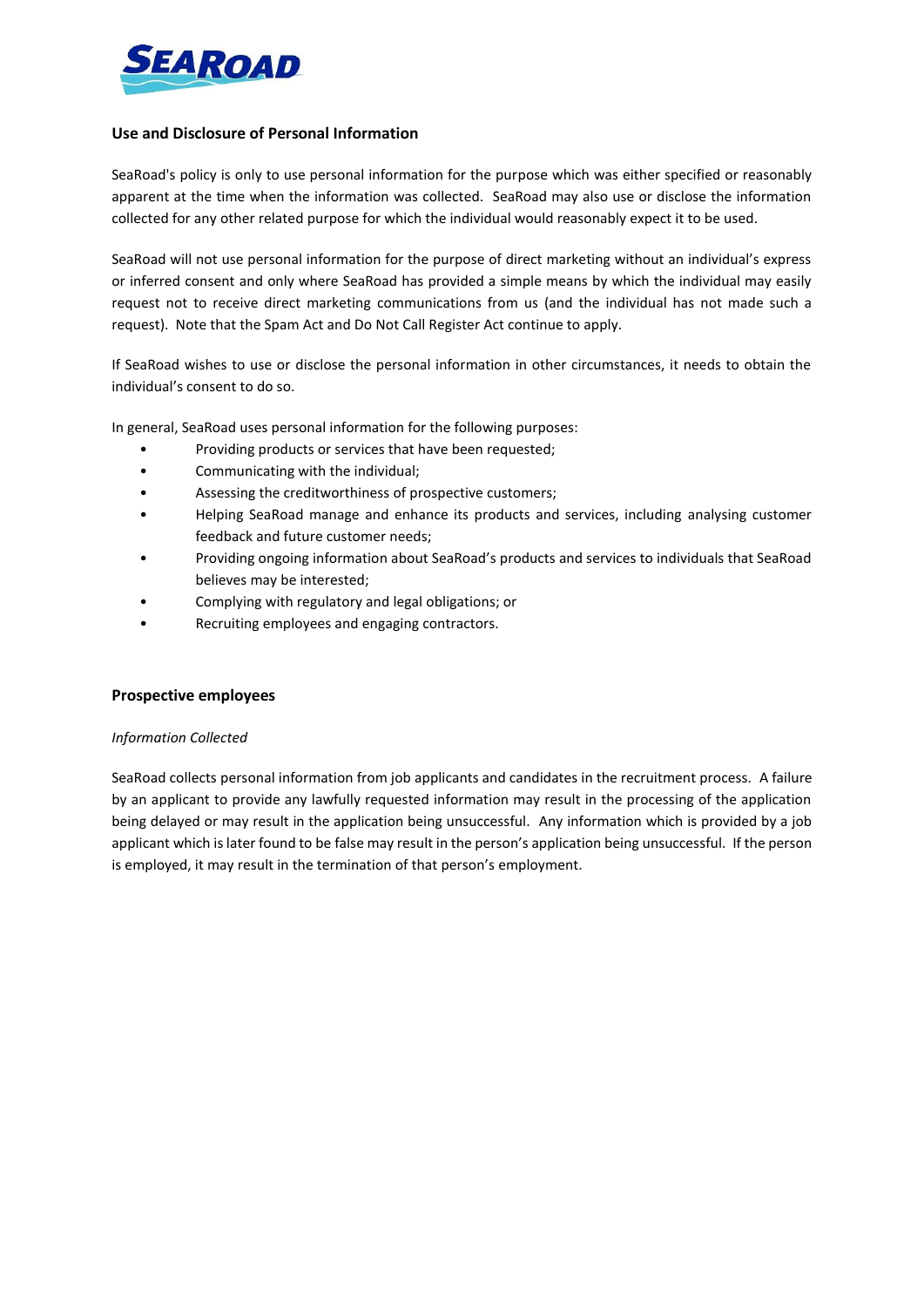## Use and Disclosure of Personal Information

SeaRoad's policy is only to use personal information for the purpose which was either specified or reasonably apparent at the time when the information was collected. SeaRoad may also use or disclose the information collected for any other related purpose for which the individual would reasonably expect it to be used.

SeaRoad will not use personal information for the purpose of direct marketing without an individual's express or inferred consent and only where SeaRoad has provided a simple means by which the individual may easily request not to receive direct marketing communications from us (and the individual has not made such a request). Note that the Spam Act and Do Not Call Register Act continue to apply.

If SeaRoad wishes to use or disclose the personal information in other circumstances, it needs to obtain the individual's consent to do so.

In general, SeaRoad uses personal information for the following purposes:

- Providing products or services that have been requested;
- Communicating with the individual;
- Assessing the creditworthiness of prospective customers;
- Helping SeaRoad manage and enhance its products and services, including analysing customer feedback and future customer needs;
- Providing ongoing information about SeaRoad's products and services to individuals that SeaRoad believes may be interested;
- Complying with regulatory and legal obligations; or
- Recruiting employees and engaging contractors.

## Prospective employees

*Information Collected*

SeaRoad collects personal information from job applicants and candidates in the recruitment process. A failure by an applicant to provide any lawfully requested information may result in the processing of the application being delayed or may result in the application being unsuccessful. Any information which is provided by a job applicant which is later found to be false may result in the person's application being unsuccessful. If the person is employed, it may result in the termination of that person's employment.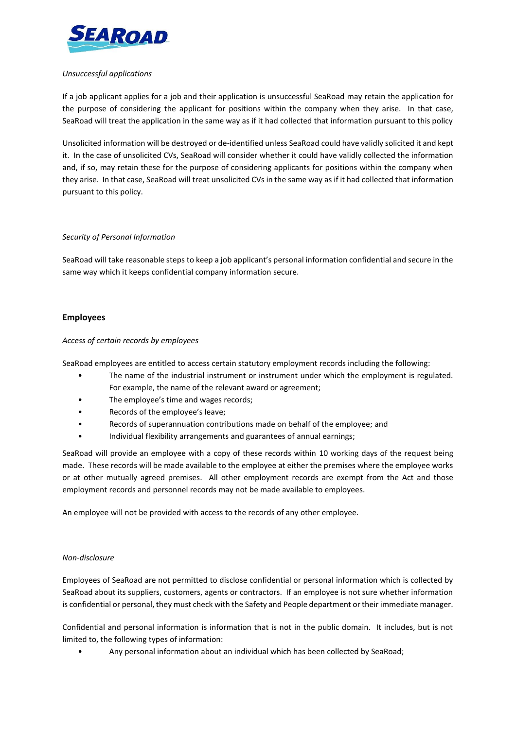*Unsuccessful applications*

If a job applicant applies for a job and their application is unsuccessful SeaRoad may retain the application for the purpose of considering the applicant for positions within the company when they arise. In that case, SeaRoad will treat the application in the same way as if it had collected that information pursuant to this policy

Unsolicited information will be destroyed or de-identified unless SeaRoad could have validly solicited it and kept it. In the case of unsolicited CVs, SeaRoad will consider whether it could have validly collected the information and, if so, may retain these for the purpose of considering applicants for positions within the company when they arise. In that case, SeaRoad will treat unsolicited CVs in the same way as if it had collected that information pursuant to this policy.

*Security of Personal Information*

SeaRoad will take reasonable steps to keep a job applicant's personal information confidential and secure in the same way which it keeps confidential company information secure.

**Employees**

*Access of certain records by employees*

SeaRoad employees are entitled to access certain statutory employment records including the following:

- The name of the industrial instrument or instrument under which the employment is regulated. For example, the name of the relevant award or agreement;
- The employee's time and wages records;
- Records of the employee's leave;
- Records of superannuation contributions made on behalf of the employee; and
- Individual flexibility arrangements and guarantees of annual earnings;

SeaRoad will provide an employee with a copy of these records within 10 working days of the request being made. These records will be made available to the employee at either the premises where the employee works or at other mutually agreed premises. All other employment records are exempt from the Act and those employment records and personnel records may not be made available to employees.

An employee will not be provided with access to the records of any other employee.

*Non-disclosure*

Employees of SeaRoad are not permitted to disclose confidential or personal information which is collected by SeaRoad about its suppliers, customers, agents or contractors. If an employee is not sure whether information is confidential or personal, they must check with the Safety and People department or their immediate manager.

Confidential and personal information is information that is not in the public domain. It includes, but is not limited to, the following types of information:

- Any personal information about an individual which has been collected by SeaRoad;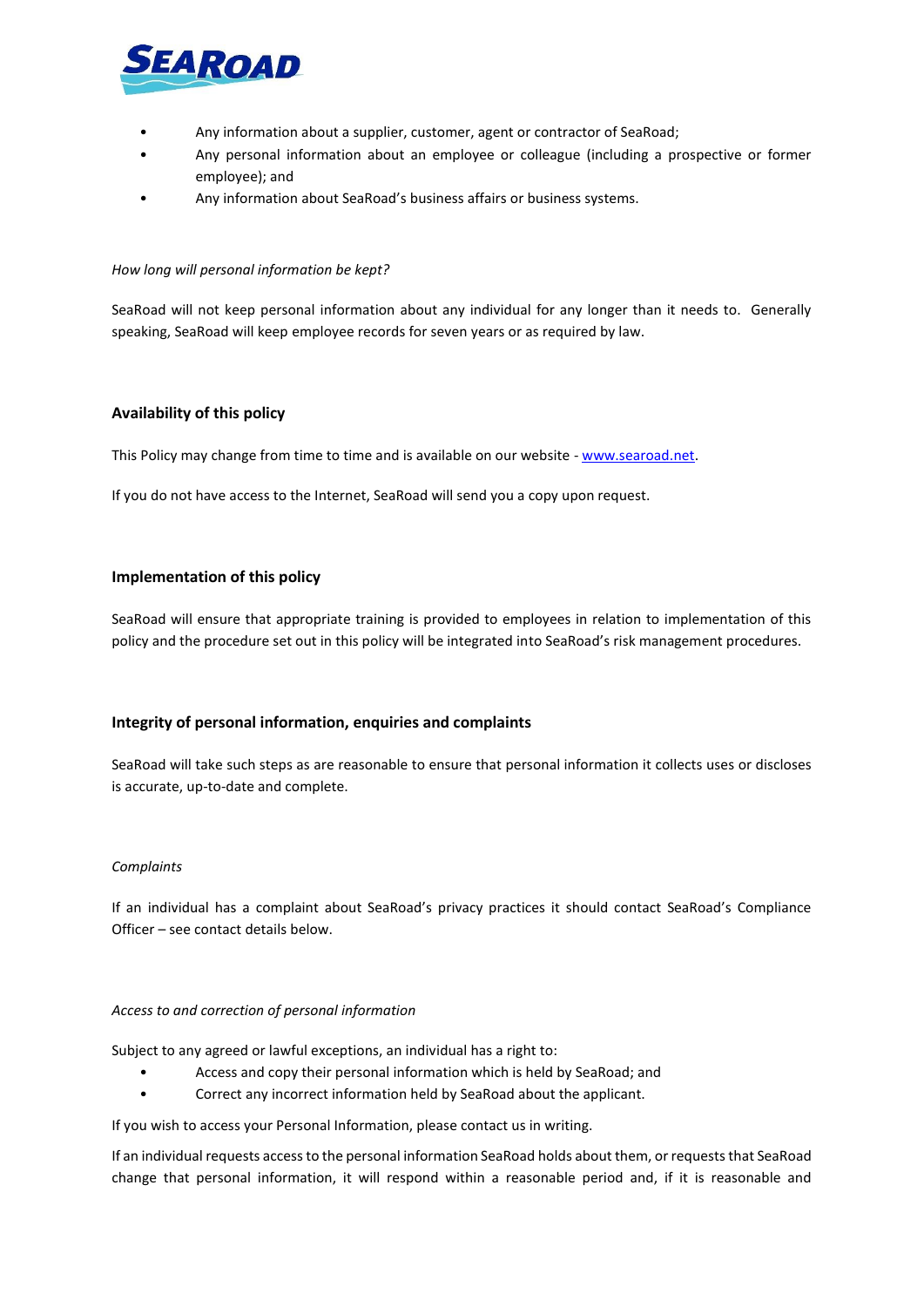- Any information about a supplier, customer, agent or contractor of SeaRoad;
- Any personal information about an employee or colleague (including a prospective or former employee); and
- Any information about SeaRoad's business affairs or business systems.

*How long will personal information be kept?*

SeaRoad will not keep personal information about any individual for any longer than it needs to. Generally speaking, SeaRoad will keep employee records for seven years or as required by law.

## Availability of this policy

This Policy may change from time to time and is available on our website - [www.searoad.net](http://www.searoad.net).

If you do not have access to the Internet, SeaRoad will send you a copy upon request.

## Implementation of this policy

SeaRoad will ensure that appropriate training is provided to employees in relation to implementation of this policy and the procedure set out in this policy will be integrated into SeaRoad's risk management procedures.

## Integrity of personal information, enquiries and complaints

SeaRoad will take such steps as are reasonable to ensure that personal information it collects uses or discloses is accurate, up-to-date and complete.

*Complaints*

If an individual has a complaint about SeaRoad's privacy practices it should contact SeaRoad's Compliance Officer – see contact details below.

*Access to and correction of personal information*

Subject to any agreed or lawful exceptions, an individual has a right to:

- Access and copy their personal information which is held by SeaRoad; and
- Correct any incorrect information held by SeaRoad about the applicant.

If you wish to access your Personal Information, please contact us in writing.

If an individual requests access to the personal information SeaRoad holds about them, or requests that SeaRoad change that personal information, it will respond within a reasonable period and, if it is reasonable and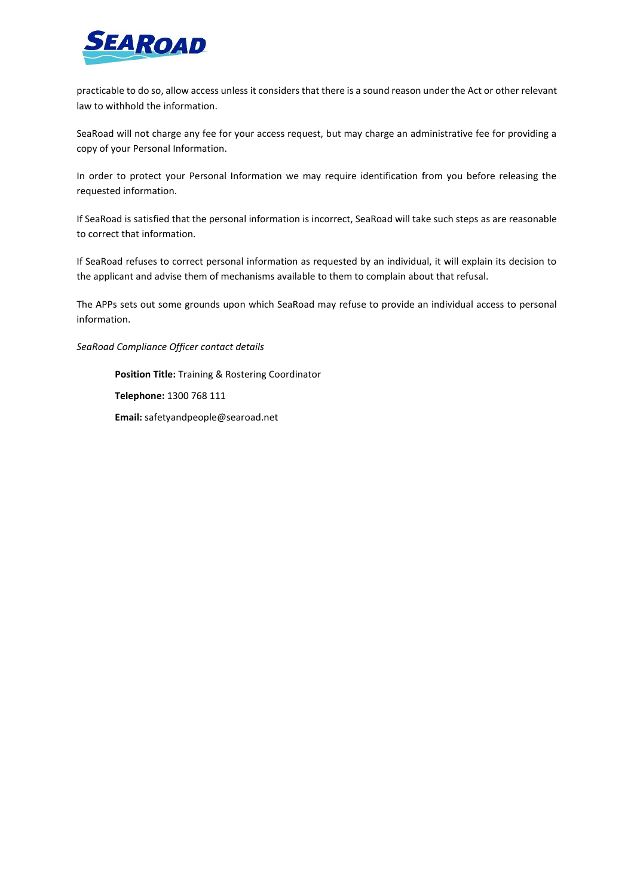practicable to do so, allow access unless it considers that there is a sound reason under the Act or other relevant law to withhold the information.

SeaRoad will not charge any fee for your access request, but may charge an administrative fee for providing a copy of your Personal Information.

In order to protect your Personal Information we may require identification from you before releasing the requested information.

If SeaRoad is satisfied that the personal information is incorrect, SeaRoad will take such steps as are reasonable to correct that information.

If SeaRoad refuses to correct personal information as requested by an individual, it will explain its decision to the applicant and advise them of mechanisms available to them to complain about that refusal.

The APPs sets out some grounds upon which SeaRoad may refuse to provide an individual access to personal information.

*SeaRoad Compliance Officer contact details*

**Position Title:** Training & Rostering Coordinator

**Telephone:** 1300 768 111

**Email:** safetyandpeople@searoad.net